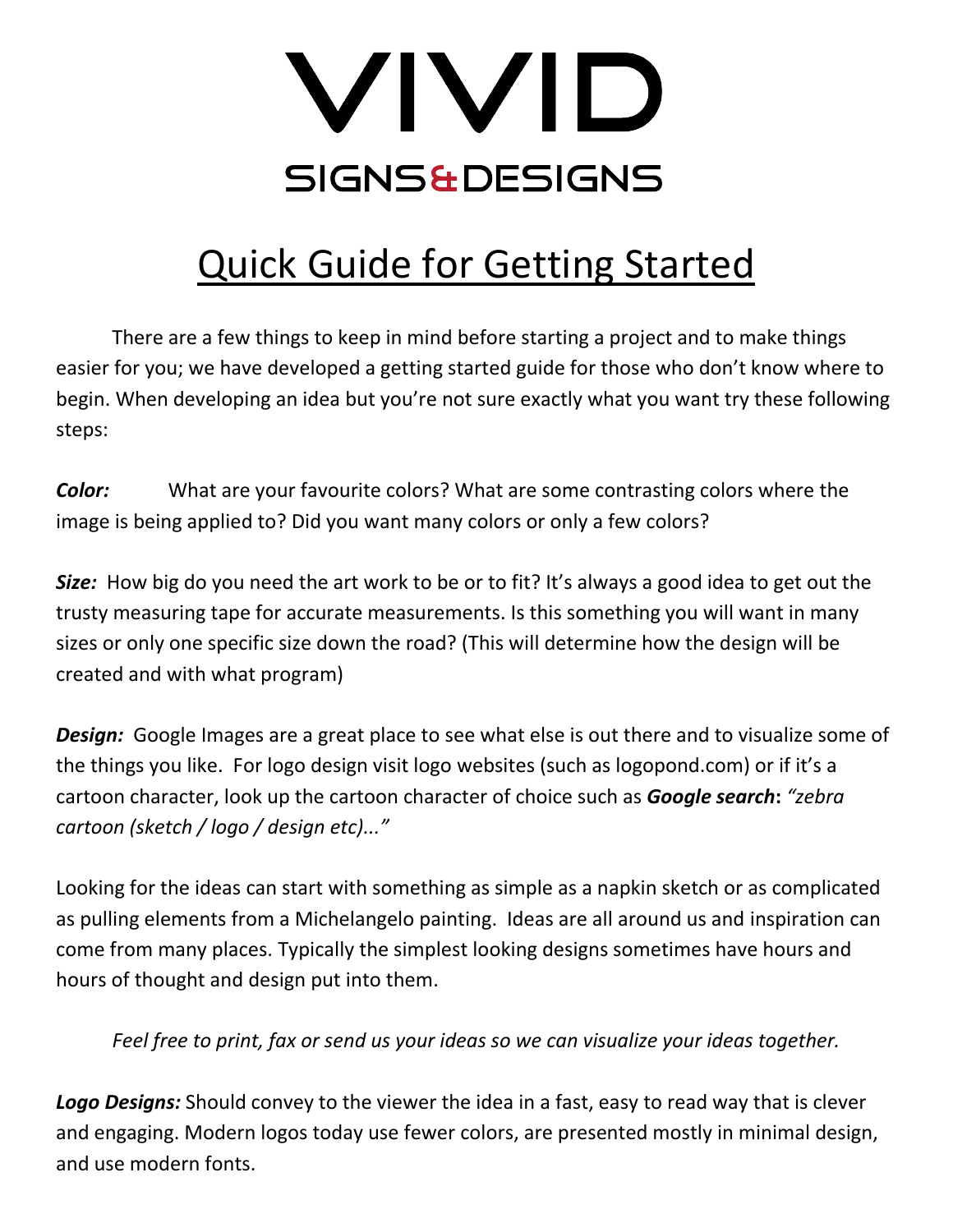# VIVID

## SIGNS & DESIGNS

## Quick Guide for Getting Started

There are a few things to keep in mind before starting a project and to make things easier for you; we have developed a getting started guide for those who don't know where to begin. When developing an idea but you're not sure exactly what you want try these following steps:

***Color:*** What are your favourite colors? What are some contrasting colors where the image is being applied to? Did you want many colors or only a few colors?

***Size:*** How big do you need the art work to be or to fit? It's always a good idea to get out the trusty measuring tape for accurate measurements. Is this something you will want in many sizes or only one specific size down the road? (This will determine how the design will be created and with what program)

***Design:*** Google Images are a great place to see what else is out there and to visualize some of the things you like. For logo design visit logo websites (such as logopond.com) or if it's a cartoon character, look up the cartoon character of choice such as ***Google search***: *"zebra cartoon (sketch / logo / design etc)..."*

Looking for the ideas can start with something as simple as a napkin sketch or as complicated as pulling elements from a Michelangelo painting. Ideas are all around us and inspiration can come from many places. Typically the simplest looking designs sometimes have hours and hours of thought and design put into them.

*Feel free to print, fax or send us your ideas so we can visualize your ideas together.*

***Logo Designs:*** Should convey to the viewer the idea in a fast, easy to read way that is clever and engaging. Modern logos today use fewer colors, are presented mostly in minimal design, and use modern fonts.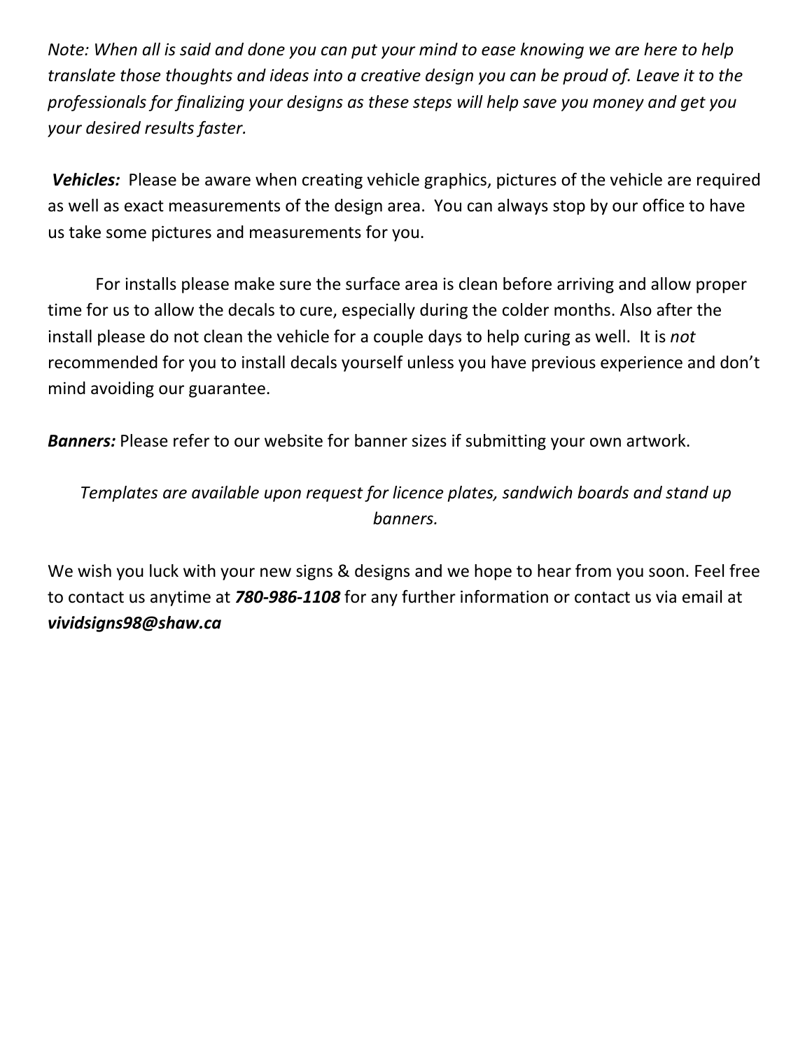*Note: When all is said and done you can put your mind to ease knowing we are here to help translate those thoughts and ideas into a creative design you can be proud of. Leave it to the professionals for finalizing your designs as these steps will help save you money and get you your desired results faster.*

***Vehicles:*** Please be aware when creating vehicle graphics, pictures of the vehicle are required as well as exact measurements of the design area. You can always stop by our office to have us take some pictures and measurements for you.

For installs please make sure the surface area is clean before arriving and allow proper time for us to allow the decals to cure, especially during the colder months. Also after the install please do not clean the vehicle for a couple days to help curing as well. It is *not* recommended for you to install decals yourself unless you have previous experience and don't mind avoiding our guarantee.

***Banners:*** Please refer to our website for banner sizes if submitting your own artwork.

*Templates are available upon request for licence plates, sandwich boards and stand up banners.*

We wish you luck with your new signs & designs and we hope to hear from you soon. Feel free to contact us anytime at ***780-986-1108*** for any further information or contact us via email at ***vividsigns98@shaw.ca***